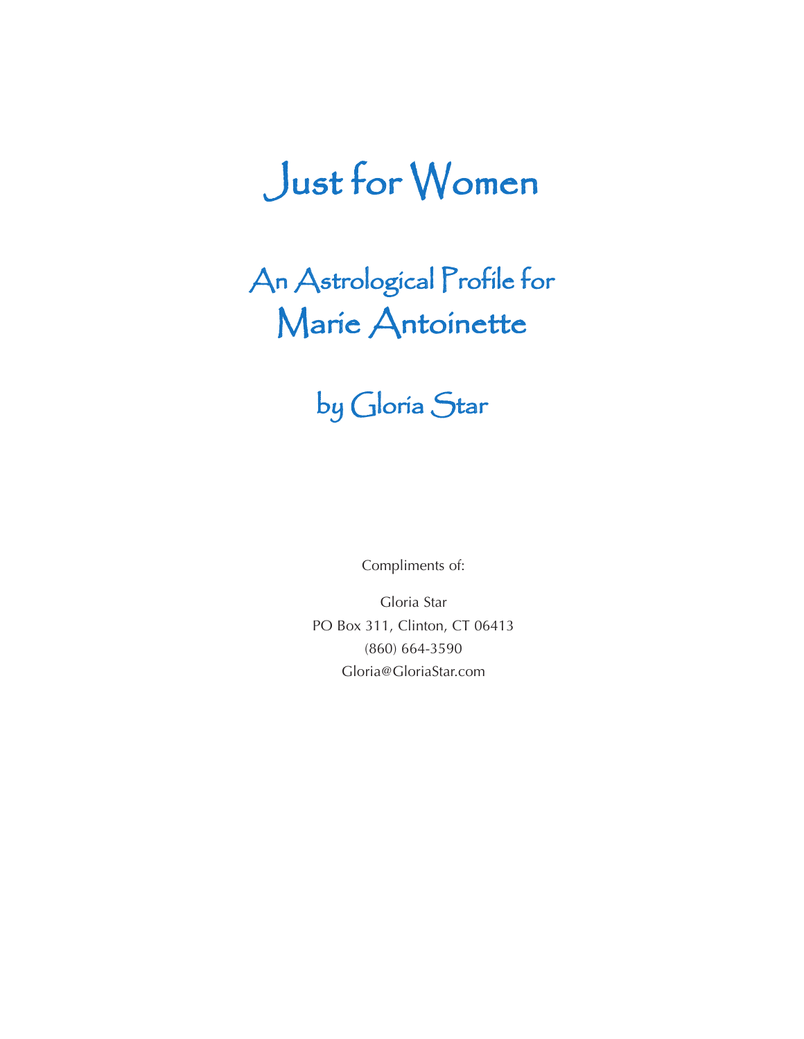# Just for Women

## An Astrological Profile for
## Marie Antoinette

## by Gloria Star

Compliments of:

Gloria Star
PO Box 311, Clinton, CT 06413
(860) 664-3590
Gloria@GloriaStar.com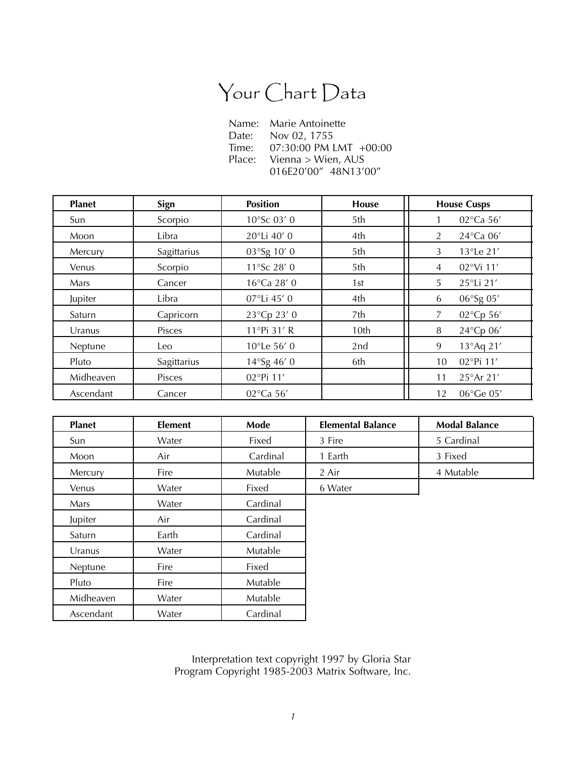# Your Chart Data

Name: Marie Antoinette
Date: Nov 02, 1755
Time: 07:30:00 PM LMT +00:00
Place: Vienna > Wien, AUS
016E20'00" 48N13'00"

| Planet | Sign | Position | House | House Cusps | |
|---|---|---|---|---|---|
| Sun | Scorpio | 10°Sc 03' 0 | 5th | 1 | 02°Ca 56' |
| Moon | Libra | 20°Li 40' 0 | 4th | 2 | 24°Ca 06' |
| Mercury | Sagittarius | 03°Sg 10' 0 | 5th | 3 | 13°Le 21' |
| Venus | Scorpio | 11°Sc 28' 0 | 5th | 4 | 02°Vi 11' |
| Mars | Cancer | 16°Ca 28' 0 | 1st | 5 | 25°Li 21' |
| Jupiter | Libra | 07°Li 45' 0 | 4th | 6 | 06°Sg 05' |
| Saturn | Capricorn | 23°Cp 23' 0 | 7th | 7 | 02°Cp 56' |
| Uranus | Pisces | 11°Pi 31' R | 10th | 8 | 24°Cp 06' |
| Neptune | Leo | 10°Le 56' 0 | 2nd | 9 | 13°Aq 21' |
| Pluto | Sagittarius | 14°Sg 46' 0 | 6th | 10 | 02°Pi 11' |
| Midheaven | Pisces | 02°Pi 11' | | 11 | 25°Ar 21' |
| Ascendant | Cancer | 02°Ca 56' | | 12 | 06°Ge 05' |

| Planet | Element | Mode | Elemental Balance | Modal Balance |
|---|---|---|---|---|
| Sun | Water | Fixed | 3 Fire | 5 Cardinal |
| Moon | Air | Cardinal | 1 Earth | 3 Fixed |
| Mercury | Fire | Mutable | 2 Air | 4 Mutable |
| Venus | Water | Fixed | 6 Water | |
| Mars | Water | Cardinal | | |
| Jupiter | Air | Cardinal | | |
| Saturn | Earth | Cardinal | | |
| Uranus | Water | Mutable | | |
| Neptune | Fire | Fixed | | |
| Pluto | Fire | Mutable | | |
| Midheaven | Water | Mutable | | |
| Ascendant | Water | Cardinal | | |

Interpretation text copyright 1997 by Gloria Star
Program Copyright 1985-2003 Matrix Software, Inc.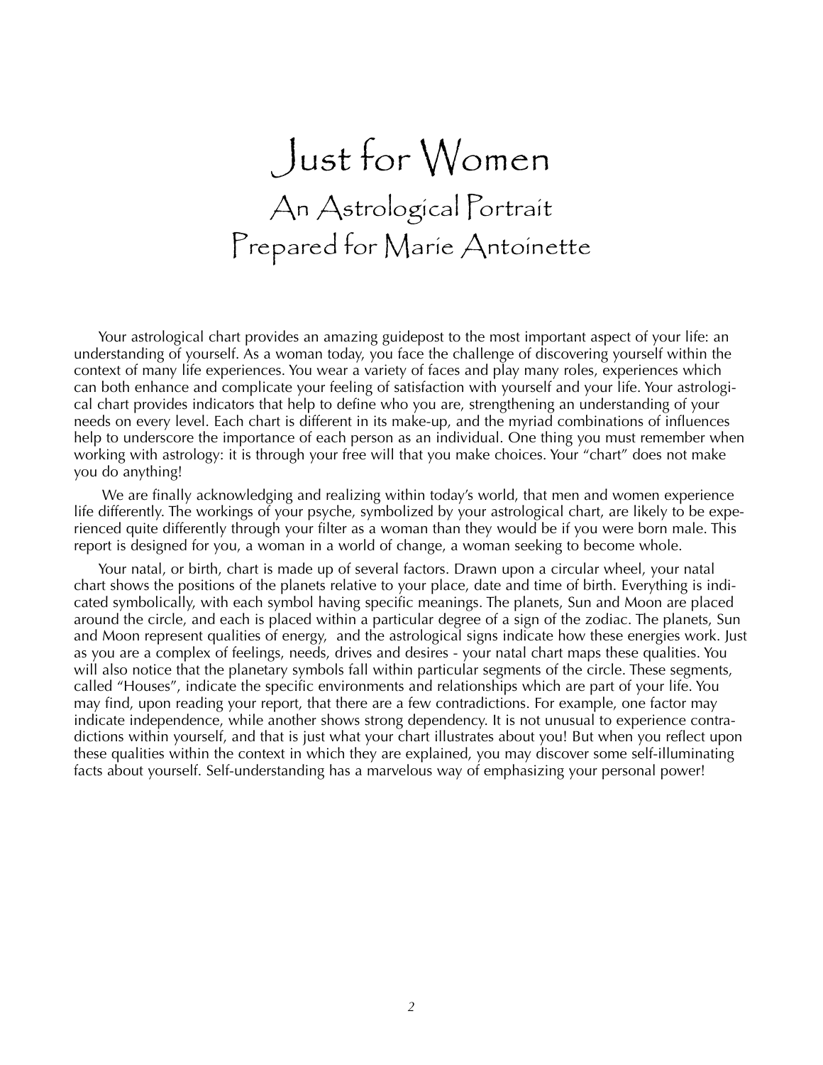# Just for Women

## An Astrological Portrait

## Prepared for Marie Antoinette

Your astrological chart provides an amazing guidepost to the most important aspect of your life: an understanding of yourself. As a woman today, you face the challenge of discovering yourself within the context of many life experiences. You wear a variety of faces and play many roles, experiences which can both enhance and complicate your feeling of satisfaction with yourself and your life. Your astrological chart provides indicators that help to define who you are, strengthening an understanding of your needs on every level. Each chart is different in its make-up, and the myriad combinations of influences help to underscore the importance of each person as an individual. One thing you must remember when working with astrology: it is through your free will that you make choices. Your "chart" does not make you do anything!

We are finally acknowledging and realizing within today's world, that men and women experience life differently. The workings of your psyche, symbolized by your astrological chart, are likely to be experienced quite differently through your filter as a woman than they would be if you were born male. This report is designed for you, a woman in a world of change, a woman seeking to become whole.

Your natal, or birth, chart is made up of several factors. Drawn upon a circular wheel, your natal chart shows the positions of the planets relative to your place, date and time of birth. Everything is indicated symbolically, with each symbol having specific meanings. The planets, Sun and Moon are placed around the circle, and each is placed within a particular degree of a sign of the zodiac. The planets, Sun and Moon represent qualities of energy, and the astrological signs indicate how these energies work. Just as you are a complex of feelings, needs, drives and desires - your natal chart maps these qualities. You will also notice that the planetary symbols fall within particular segments of the circle. These segments, called "Houses", indicate the specific environments and relationships which are part of your life. You may find, upon reading your report, that there are a few contradictions. For example, one factor may indicate independence, while another shows strong dependency. It is not unusual to experience contradictions within yourself, and that is just what your chart illustrates about you! But when you reflect upon these qualities within the context in which they are explained, you may discover some self-illuminating facts about yourself. Self-understanding has a marvelous way of emphasizing your personal power!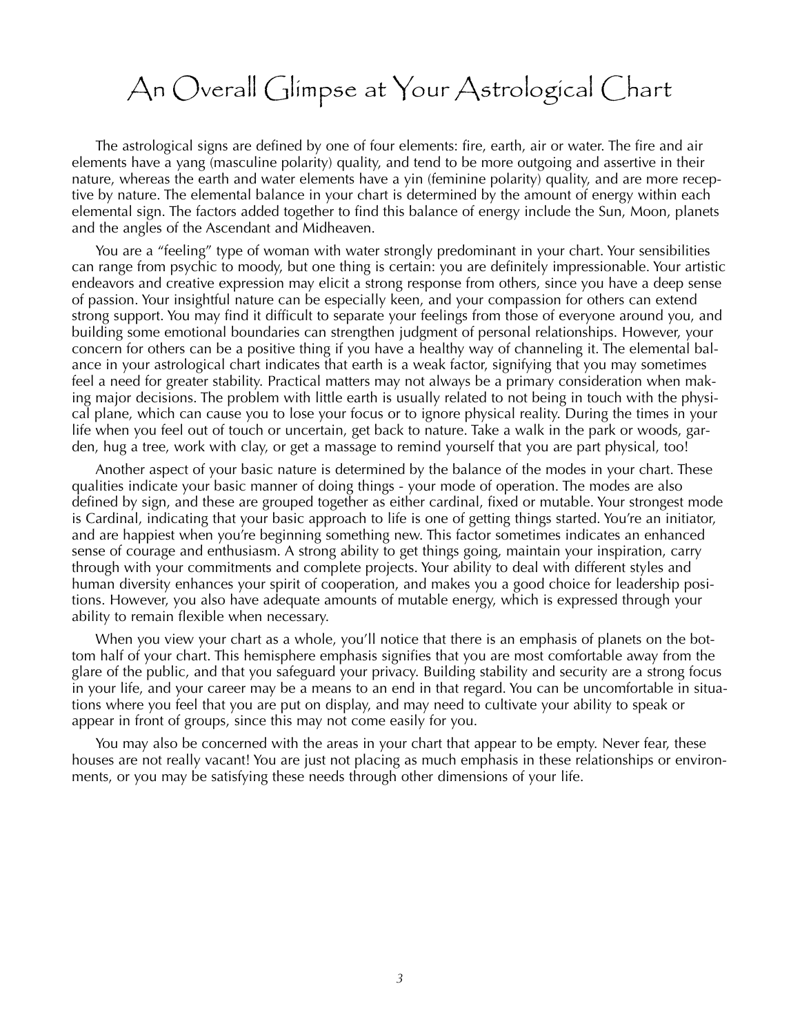# An Overall Glimpse at Your Astrological Chart

The astrological signs are defined by one of four elements: fire, earth, air or water. The fire and air elements have a yang (masculine polarity) quality, and tend to be more outgoing and assertive in their nature, whereas the earth and water elements have a yin (feminine polarity) quality, and are more receptive by nature. The elemental balance in your chart is determined by the amount of energy within each elemental sign. The factors added together to find this balance of energy include the Sun, Moon, planets and the angles of the Ascendant and Midheaven.

You are a "feeling" type of woman with water strongly predominant in your chart. Your sensibilities can range from psychic to moody, but one thing is certain: you are definitely impressionable. Your artistic endeavors and creative expression may elicit a strong response from others, since you have a deep sense of passion. Your insightful nature can be especially keen, and your compassion for others can extend strong support. You may find it difficult to separate your feelings from those of everyone around you, and building some emotional boundaries can strengthen judgment of personal relationships. However, your concern for others can be a positive thing if you have a healthy way of channeling it. The elemental balance in your astrological chart indicates that earth is a weak factor, signifying that you may sometimes feel a need for greater stability. Practical matters may not always be a primary consideration when making major decisions. The problem with little earth is usually related to not being in touch with the physical plane, which can cause you to lose your focus or to ignore physical reality. During the times in your life when you feel out of touch or uncertain, get back to nature. Take a walk in the park or woods, garden, hug a tree, work with clay, or get a massage to remind yourself that you are part physical, too!

Another aspect of your basic nature is determined by the balance of the modes in your chart. These qualities indicate your basic manner of doing things - your mode of operation. The modes are also defined by sign, and these are grouped together as either cardinal, fixed or mutable. Your strongest mode is Cardinal, indicating that your basic approach to life is one of getting things started. You're an initiator, and are happiest when you're beginning something new. This factor sometimes indicates an enhanced sense of courage and enthusiasm. A strong ability to get things going, maintain your inspiration, carry through with your commitments and complete projects. Your ability to deal with different styles and human diversity enhances your spirit of cooperation, and makes you a good choice for leadership positions. However, you also have adequate amounts of mutable energy, which is expressed through your ability to remain flexible when necessary.

When you view your chart as a whole, you'll notice that there is an emphasis of planets on the bottom half of your chart. This hemisphere emphasis signifies that you are most comfortable away from the glare of the public, and that you safeguard your privacy. Building stability and security are a strong focus in your life, and your career may be a means to an end in that regard. You can be uncomfortable in situations where you feel that you are put on display, and may need to cultivate your ability to speak or appear in front of groups, since this may not come easily for you.

You may also be concerned with the areas in your chart that appear to be empty. Never fear, these houses are not really vacant! You are just not placing as much emphasis in these relationships or environments, or you may be satisfying these needs through other dimensions of your life.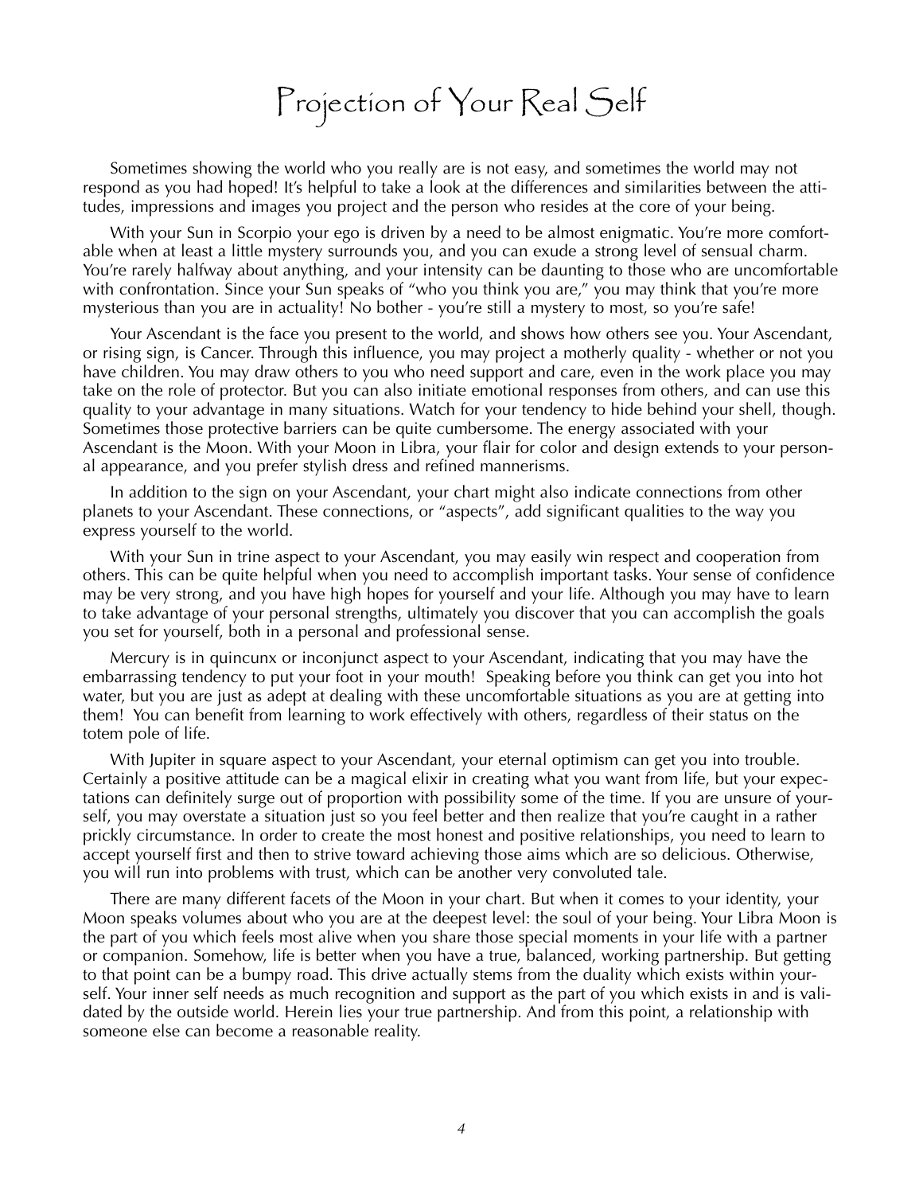# Projection of Your Real Self

Sometimes showing the world who you really are is not easy, and sometimes the world may not respond as you had hoped! It's helpful to take a look at the differences and similarities between the attitudes, impressions and images you project and the person who resides at the core of your being.

With your Sun in Scorpio your ego is driven by a need to be almost enigmatic. You're more comfortable when at least a little mystery surrounds you, and you can exude a strong level of sensual charm. You're rarely halfway about anything, and your intensity can be daunting to those who are uncomfortable with confrontation. Since your Sun speaks of "who you think you are," you may think that you're more mysterious than you are in actuality! No bother - you're still a mystery to most, so you're safe!

Your Ascendant is the face you present to the world, and shows how others see you. Your Ascendant, or rising sign, is Cancer. Through this influence, you may project a motherly quality - whether or not you have children. You may draw others to you who need support and care, even in the work place you may take on the role of protector. But you can also initiate emotional responses from others, and can use this quality to your advantage in many situations. Watch for your tendency to hide behind your shell, though. Sometimes those protective barriers can be quite cumbersome. The energy associated with your Ascendant is the Moon. With your Moon in Libra, your flair for color and design extends to your personal appearance, and you prefer stylish dress and refined mannerisms.

In addition to the sign on your Ascendant, your chart might also indicate connections from other planets to your Ascendant. These connections, or "aspects", add significant qualities to the way you express yourself to the world.

With your Sun in trine aspect to your Ascendant, you may easily win respect and cooperation from others. This can be quite helpful when you need to accomplish important tasks. Your sense of confidence may be very strong, and you have high hopes for yourself and your life. Although you may have to learn to take advantage of your personal strengths, ultimately you discover that you can accomplish the goals you set for yourself, both in a personal and professional sense.

Mercury is in quincunx or inconjunct aspect to your Ascendant, indicating that you may have the embarrassing tendency to put your foot in your mouth! Speaking before you think can get you into hot water, but you are just as adept at dealing with these uncomfortable situations as you are at getting into them! You can benefit from learning to work effectively with others, regardless of their status on the totem pole of life.

With Jupiter in square aspect to your Ascendant, your eternal optimism can get you into trouble. Certainly a positive attitude can be a magical elixir in creating what you want from life, but your expectations can definitely surge out of proportion with possibility some of the time. If you are unsure of yourself, you may overstate a situation just so you feel better and then realize that you're caught in a rather prickly circumstance. In order to create the most honest and positive relationships, you need to learn to accept yourself first and then to strive toward achieving those aims which are so delicious. Otherwise, you will run into problems with trust, which can be another very convoluted tale.

There are many different facets of the Moon in your chart. But when it comes to your identity, your Moon speaks volumes about who you are at the deepest level: the soul of your being. Your Libra Moon is the part of you which feels most alive when you share those special moments in your life with a partner or companion. Somehow, life is better when you have a true, balanced, working partnership. But getting to that point can be a bumpy road. This drive actually stems from the duality which exists within yourself. Your inner self needs as much recognition and support as the part of you which exists in and is validated by the outside world. Herein lies your true partnership. And from this point, a relationship with someone else can become a reasonable reality.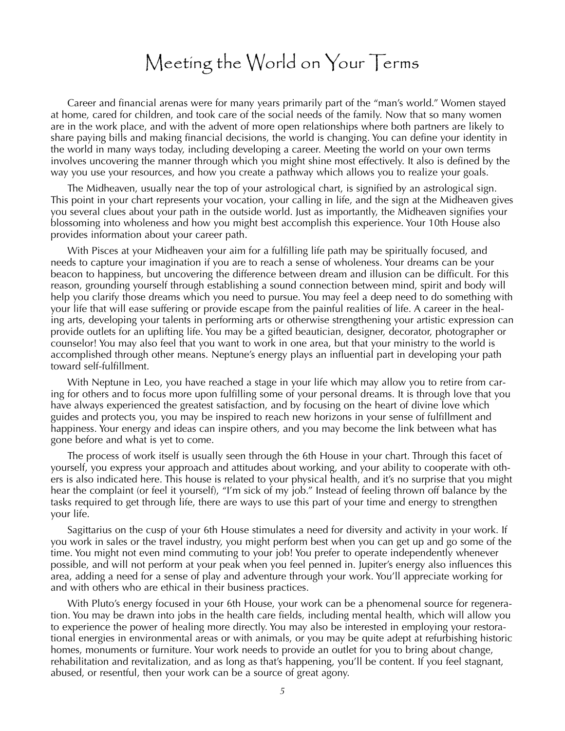# Meeting the World on Your Terms

Career and financial arenas were for many years primarily part of the "man's world." Women stayed at home, cared for children, and took care of the social needs of the family. Now that so many women are in the work place, and with the advent of more open relationships where both partners are likely to share paying bills and making financial decisions, the world is changing. You can define your identity in the world in many ways today, including developing a career. Meeting the world on your own terms involves uncovering the manner through which you might shine most effectively. It also is defined by the way you use your resources, and how you create a pathway which allows you to realize your goals.

The Midheaven, usually near the top of your astrological chart, is signified by an astrological sign. This point in your chart represents your vocation, your calling in life, and the sign at the Midheaven gives you several clues about your path in the outside world. Just as importantly, the Midheaven signifies your blossoming into wholeness and how you might best accomplish this experience. Your 10th House also provides information about your career path.

With Pisces at your Midheaven your aim for a fulfilling life path may be spiritually focused, and needs to capture your imagination if you are to reach a sense of wholeness. Your dreams can be your beacon to happiness, but uncovering the difference between dream and illusion can be difficult. For this reason, grounding yourself through establishing a sound connection between mind, spirit and body will help you clarify those dreams which you need to pursue. You may feel a deep need to do something with your life that will ease suffering or provide escape from the painful realities of life. A career in the healing arts, developing your talents in performing arts or otherwise strengthening your artistic expression can provide outlets for an uplifting life. You may be a gifted beautician, designer, decorator, photographer or counselor! You may also feel that you want to work in one area, but that your ministry to the world is accomplished through other means. Neptune's energy plays an influential part in developing your path toward self-fulfillment.

With Neptune in Leo, you have reached a stage in your life which may allow you to retire from caring for others and to focus more upon fulfilling some of your personal dreams. It is through love that you have always experienced the greatest satisfaction, and by focusing on the heart of divine love which guides and protects you, you may be inspired to reach new horizons in your sense of fulfillment and happiness. Your energy and ideas can inspire others, and you may become the link between what has gone before and what is yet to come.

The process of work itself is usually seen through the 6th House in your chart. Through this facet of yourself, you express your approach and attitudes about working, and your ability to cooperate with others is also indicated here. This house is related to your physical health, and it's no surprise that you might hear the complaint (or feel it yourself), "I'm sick of my job." Instead of feeling thrown off balance by the tasks required to get through life, there are ways to use this part of your time and energy to strengthen your life.

Sagittarius on the cusp of your 6th House stimulates a need for diversity and activity in your work. If you work in sales or the travel industry, you might perform best when you can get up and go some of the time. You might not even mind commuting to your job! You prefer to operate independently whenever possible, and will not perform at your peak when you feel penned in. Jupiter's energy also influences this area, adding a need for a sense of play and adventure through your work. You'll appreciate working for and with others who are ethical in their business practices.

With Pluto's energy focused in your 6th House, your work can be a phenomenal source for regeneration. You may be drawn into jobs in the health care fields, including mental health, which will allow you to experience the power of healing more directly. You may also be interested in employing your restorational energies in environmental areas or with animals, or you may be quite adept at refurbishing historic homes, monuments or furniture. Your work needs to provide an outlet for you to bring about change, rehabilitation and revitalization, and as long as that's happening, you'll be content. If you feel stagnant, abused, or resentful, then your work can be a source of great agony.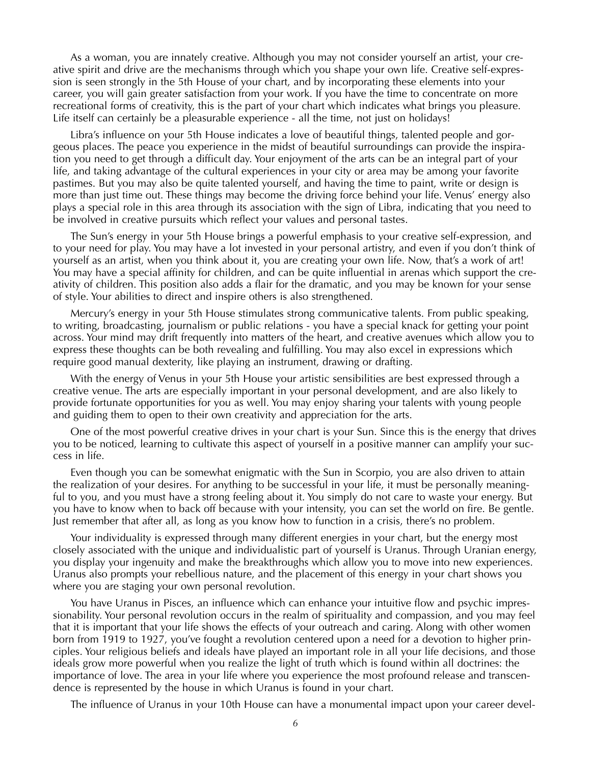As a woman, you are innately creative. Although you may not consider yourself an artist, your creative spirit and drive are the mechanisms through which you shape your own life. Creative self-expression is seen strongly in the 5th House of your chart, and by incorporating these elements into your career, you will gain greater satisfaction from your work. If you have the time to concentrate on more recreational forms of creativity, this is the part of your chart which indicates what brings you pleasure. Life itself can certainly be a pleasurable experience - all the time, not just on holidays!

Libra's influence on your 5th House indicates a love of beautiful things, talented people and gorgeous places. The peace you experience in the midst of beautiful surroundings can provide the inspiration you need to get through a difficult day. Your enjoyment of the arts can be an integral part of your life, and taking advantage of the cultural experiences in your city or area may be among your favorite pastimes. But you may also be quite talented yourself, and having the time to paint, write or design is more than just time out. These things may become the driving force behind your life. Venus' energy also plays a special role in this area through its association with the sign of Libra, indicating that you need to be involved in creative pursuits which reflect your values and personal tastes.

The Sun's energy in your 5th House brings a powerful emphasis to your creative self-expression, and to your need for play. You may have a lot invested in your personal artistry, and even if you don't think of yourself as an artist, when you think about it, you are creating your own life. Now, that's a work of art! You may have a special affinity for children, and can be quite influential in arenas which support the creativity of children. This position also adds a flair for the dramatic, and you may be known for your sense of style. Your abilities to direct and inspire others is also strengthened.

Mercury's energy in your 5th House stimulates strong communicative talents. From public speaking, to writing, broadcasting, journalism or public relations - you have a special knack for getting your point across. Your mind may drift frequently into matters of the heart, and creative avenues which allow you to express these thoughts can be both revealing and fulfilling. You may also excel in expressions which require good manual dexterity, like playing an instrument, drawing or drafting.

With the energy of Venus in your 5th House your artistic sensibilities are best expressed through a creative venue. The arts are especially important in your personal development, and are also likely to provide fortunate opportunities for you as well. You may enjoy sharing your talents with young people and guiding them to open to their own creativity and appreciation for the arts.

One of the most powerful creative drives in your chart is your Sun. Since this is the energy that drives you to be noticed, learning to cultivate this aspect of yourself in a positive manner can amplify your success in life.

Even though you can be somewhat enigmatic with the Sun in Scorpio, you are also driven to attain the realization of your desires. For anything to be successful in your life, it must be personally meaningful to you, and you must have a strong feeling about it. You simply do not care to waste your energy. But you have to know when to back off because with your intensity, you can set the world on fire. Be gentle. Just remember that after all, as long as you know how to function in a crisis, there's no problem.

Your individuality is expressed through many different energies in your chart, but the energy most closely associated with the unique and individualistic part of yourself is Uranus. Through Uranian energy, you display your ingenuity and make the breakthroughs which allow you to move into new experiences. Uranus also prompts your rebellious nature, and the placement of this energy in your chart shows you where you are staging your own personal revolution.

You have Uranus in Pisces, an influence which can enhance your intuitive flow and psychic impressionability. Your personal revolution occurs in the realm of spirituality and compassion, and you may feel that it is important that your life shows the effects of your outreach and caring. Along with other women born from 1919 to 1927, you've fought a revolution centered upon a need for a devotion to higher principles. Your religious beliefs and ideals have played an important role in all your life decisions, and those ideals grow more powerful when you realize the light of truth which is found within all doctrines: the importance of love. The area in your life where you experience the most profound release and transcendence is represented by the house in which Uranus is found in your chart.

The influence of Uranus in your 10th House can have a monumental impact upon your career devel-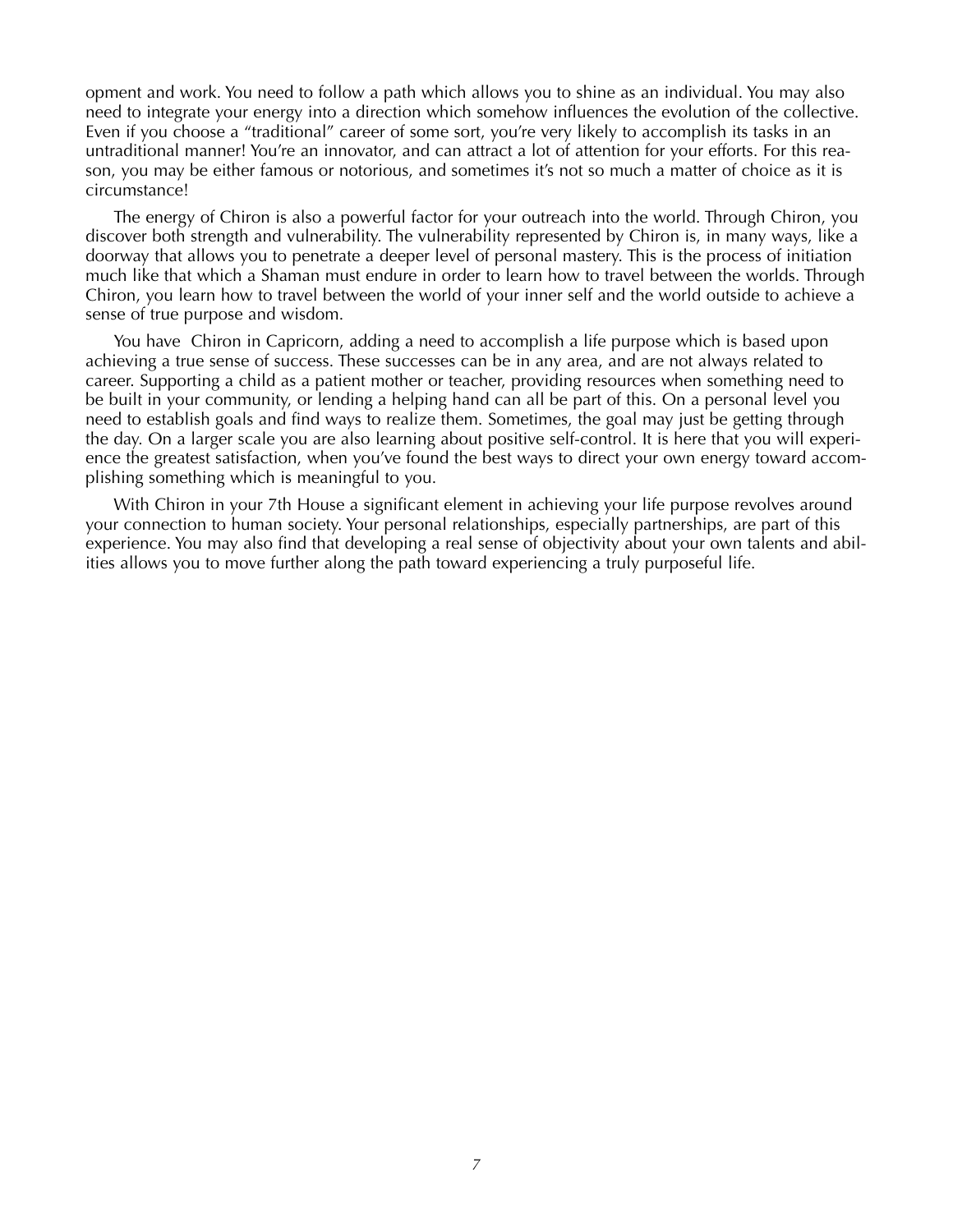opment and work. You need to follow a path which allows you to shine as an individual. You may also need to integrate your energy into a direction which somehow influences the evolution of the collective. Even if you choose a "traditional" career of some sort, you're very likely to accomplish its tasks in an untraditional manner! You're an innovator, and can attract a lot of attention for your efforts. For this reason, you may be either famous or notorious, and sometimes it's not so much a matter of choice as it is circumstance!

The energy of Chiron is also a powerful factor for your outreach into the world. Through Chiron, you discover both strength and vulnerability. The vulnerability represented by Chiron is, in many ways, like a doorway that allows you to penetrate a deeper level of personal mastery. This is the process of initiation much like that which a Shaman must endure in order to learn how to travel between the worlds. Through Chiron, you learn how to travel between the world of your inner self and the world outside to achieve a sense of true purpose and wisdom.

You have Chiron in Capricorn, adding a need to accomplish a life purpose which is based upon achieving a true sense of success. These successes can be in any area, and are not always related to career. Supporting a child as a patient mother or teacher, providing resources when something need to be built in your community, or lending a helping hand can all be part of this. On a personal level you need to establish goals and find ways to realize them. Sometimes, the goal may just be getting through the day. On a larger scale you are also learning about positive self-control. It is here that you will experience the greatest satisfaction, when you've found the best ways to direct your own energy toward accomplishing something which is meaningful to you.

With Chiron in your 7th House a significant element in achieving your life purpose revolves around your connection to human society. Your personal relationships, especially partnerships, are part of this experience. You may also find that developing a real sense of objectivity about your own talents and abilities allows you to move further along the path toward experiencing a truly purposeful life.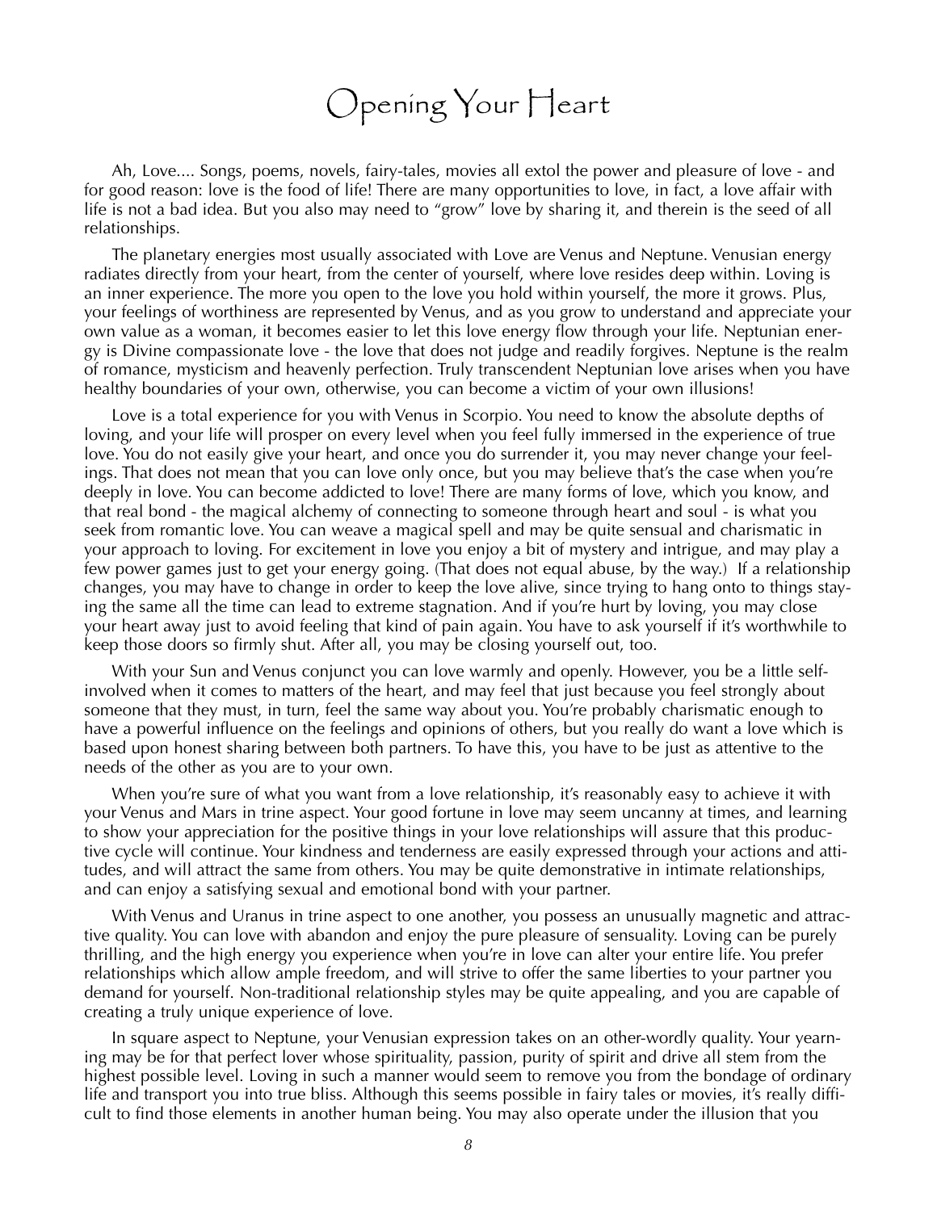# Opening Your Heart

Ah, Love.... Songs, poems, novels, fairy-tales, movies all extol the power and pleasure of love - and for good reason: love is the food of life! There are many opportunities to love, in fact, a love affair with life is not a bad idea. But you also may need to "grow" love by sharing it, and therein is the seed of all relationships.

The planetary energies most usually associated with Love are Venus and Neptune. Venusian energy radiates directly from your heart, from the center of yourself, where love resides deep within. Loving is an inner experience. The more you open to the love you hold within yourself, the more it grows. Plus, your feelings of worthiness are represented by Venus, and as you grow to understand and appreciate your own value as a woman, it becomes easier to let this love energy flow through your life. Neptunian energy is Divine compassionate love - the love that does not judge and readily forgives. Neptune is the realm of romance, mysticism and heavenly perfection. Truly transcendent Neptunian love arises when you have healthy boundaries of your own, otherwise, you can become a victim of your own illusions!

Love is a total experience for you with Venus in Scorpio. You need to know the absolute depths of loving, and your life will prosper on every level when you feel fully immersed in the experience of true love. You do not easily give your heart, and once you do surrender it, you may never change your feelings. That does not mean that you can love only once, but you may believe that's the case when you're deeply in love. You can become addicted to love! There are many forms of love, which you know, and that real bond - the magical alchemy of connecting to someone through heart and soul - is what you seek from romantic love. You can weave a magical spell and may be quite sensual and charismatic in your approach to loving. For excitement in love you enjoy a bit of mystery and intrigue, and may play a few power games just to get your energy going. (That does not equal abuse, by the way.) If a relationship changes, you may have to change in order to keep the love alive, since trying to hang onto to things staying the same all the time can lead to extreme stagnation. And if you're hurt by loving, you may close your heart away just to avoid feeling that kind of pain again. You have to ask yourself if it's worthwhile to keep those doors so firmly shut. After all, you may be closing yourself out, too.

With your Sun and Venus conjunct you can love warmly and openly. However, you be a little self-involved when it comes to matters of the heart, and may feel that just because you feel strongly about someone that they must, in turn, feel the same way about you. You're probably charismatic enough to have a powerful influence on the feelings and opinions of others, but you really do want a love which is based upon honest sharing between both partners. To have this, you have to be just as attentive to the needs of the other as you are to your own.

When you're sure of what you want from a love relationship, it's reasonably easy to achieve it with your Venus and Mars in trine aspect. Your good fortune in love may seem uncanny at times, and learning to show your appreciation for the positive things in your love relationships will assure that this productive cycle will continue. Your kindness and tenderness are easily expressed through your actions and attitudes, and will attract the same from others. You may be quite demonstrative in intimate relationships, and can enjoy a satisfying sexual and emotional bond with your partner.

With Venus and Uranus in trine aspect to one another, you possess an unusually magnetic and attractive quality. You can love with abandon and enjoy the pure pleasure of sensuality. Loving can be purely thrilling, and the high energy you experience when you're in love can alter your entire life. You prefer relationships which allow ample freedom, and will strive to offer the same liberties to your partner you demand for yourself. Non-traditional relationship styles may be quite appealing, and you are capable of creating a truly unique experience of love.

In square aspect to Neptune, your Venusian expression takes on an other-wordly quality. Your yearning may be for that perfect lover whose spirituality, passion, purity of spirit and drive all stem from the highest possible level. Loving in such a manner would seem to remove you from the bondage of ordinary life and transport you into true bliss. Although this seems possible in fairy tales or movies, it's really difficult to find those elements in another human being. You may also operate under the illusion that you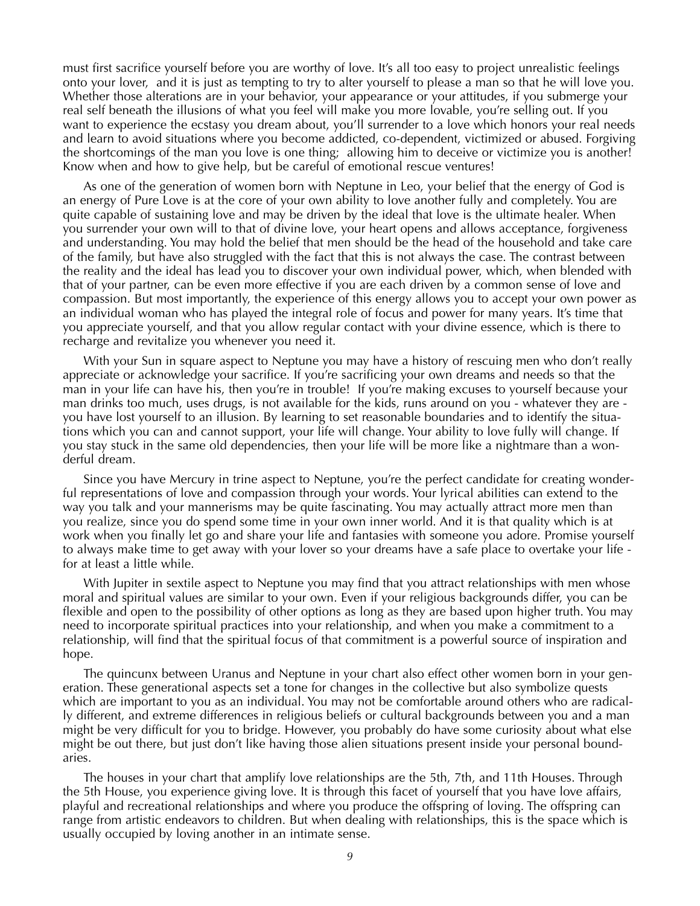must first sacrifice yourself before you are worthy of love. It's all too easy to project unrealistic feelings onto your lover, and it is just as tempting to try to alter yourself to please a man so that he will love you. Whether those alterations are in your behavior, your appearance or your attitudes, if you submerge your real self beneath the illusions of what you feel will make you more lovable, you're selling out. If you want to experience the ecstasy you dream about, you'll surrender to a love which honors your real needs and learn to avoid situations where you become addicted, co-dependent, victimized or abused. Forgiving the shortcomings of the man you love is one thing; allowing him to deceive or victimize you is another! Know when and how to give help, but be careful of emotional rescue ventures!

As one of the generation of women born with Neptune in Leo, your belief that the energy of God is an energy of Pure Love is at the core of your own ability to love another fully and completely. You are quite capable of sustaining love and may be driven by the ideal that love is the ultimate healer. When you surrender your own will to that of divine love, your heart opens and allows acceptance, forgiveness and understanding. You may hold the belief that men should be the head of the household and take care of the family, but have also struggled with the fact that this is not always the case. The contrast between the reality and the ideal has lead you to discover your own individual power, which, when blended with that of your partner, can be even more effective if you are each driven by a common sense of love and compassion. But most importantly, the experience of this energy allows you to accept your own power as an individual woman who has played the integral role of focus and power for many years. It's time that you appreciate yourself, and that you allow regular contact with your divine essence, which is there to recharge and revitalize you whenever you need it.

With your Sun in square aspect to Neptune you may have a history of rescuing men who don't really appreciate or acknowledge your sacrifice. If you're sacrificing your own dreams and needs so that the man in your life can have his, then you're in trouble! If you're making excuses to yourself because your man drinks too much, uses drugs, is not available for the kids, runs around on you - whatever they are - you have lost yourself to an illusion. By learning to set reasonable boundaries and to identify the situations which you can and cannot support, your life will change. Your ability to love fully will change. If you stay stuck in the same old dependencies, then your life will be more like a nightmare than a wonderful dream.

Since you have Mercury in trine aspect to Neptune, you're the perfect candidate for creating wonderful representations of love and compassion through your words. Your lyrical abilities can extend to the way you talk and your mannerisms may be quite fascinating. You may actually attract more men than you realize, since you do spend some time in your own inner world. And it is that quality which is at work when you finally let go and share your life and fantasies with someone you adore. Promise yourself to always make time to get away with your lover so your dreams have a safe place to overtake your life - for at least a little while.

With Jupiter in sextile aspect to Neptune you may find that you attract relationships with men whose moral and spiritual values are similar to your own. Even if your religious backgrounds differ, you can be flexible and open to the possibility of other options as long as they are based upon higher truth. You may need to incorporate spiritual practices into your relationship, and when you make a commitment to a relationship, will find that the spiritual focus of that commitment is a powerful source of inspiration and hope.

The quincunx between Uranus and Neptune in your chart also effect other women born in your generation. These generational aspects set a tone for changes in the collective but also symbolize quests which are important to you as an individual. You may not be comfortable around others who are radically different, and extreme differences in religious beliefs or cultural backgrounds between you and a man might be very difficult for you to bridge. However, you probably do have some curiosity about what else might be out there, but just don't like having those alien situations present inside your personal boundaries.

The houses in your chart that amplify love relationships are the 5th, 7th, and 11th Houses. Through the 5th House, you experience giving love. It is through this facet of yourself that you have love affairs, playful and recreational relationships and where you produce the offspring of loving. The offspring can range from artistic endeavors to children. But when dealing with relationships, this is the space which is usually occupied by loving another in an intimate sense.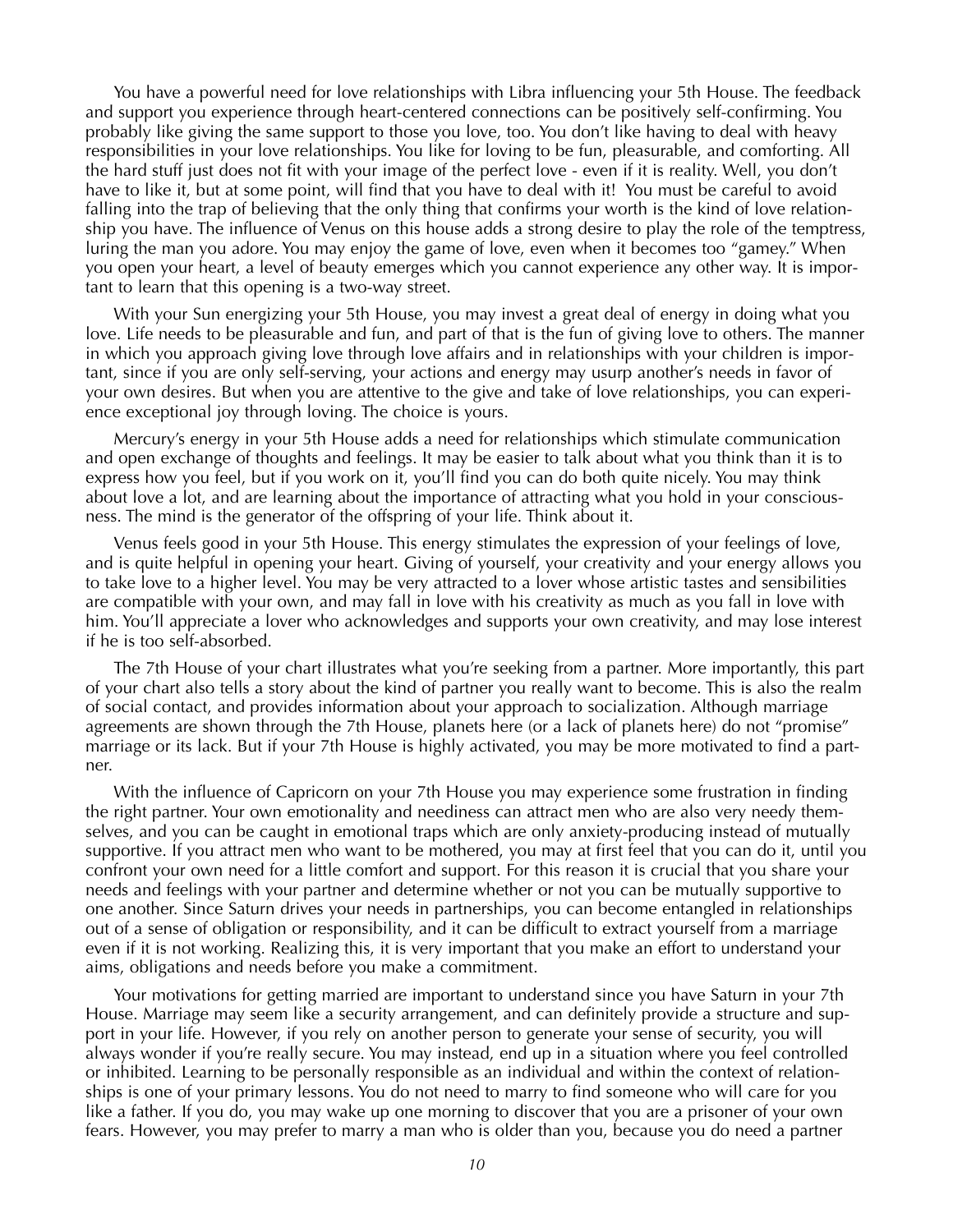You have a powerful need for love relationships with Libra influencing your 5th House. The feedback and support you experience through heart-centered connections can be positively self-confirming. You probably like giving the same support to those you love, too. You don't like having to deal with heavy responsibilities in your love relationships. You like for loving to be fun, pleasurable, and comforting. All the hard stuff just does not fit with your image of the perfect love - even if it is reality. Well, you don't have to like it, but at some point, will find that you have to deal with it! You must be careful to avoid falling into the trap of believing that the only thing that confirms your worth is the kind of love relationship you have. The influence of Venus on this house adds a strong desire to play the role of the temptress, luring the man you adore. You may enjoy the game of love, even when it becomes too "gamey." When you open your heart, a level of beauty emerges which you cannot experience any other way. It is important to learn that this opening is a two-way street.

With your Sun energizing your 5th House, you may invest a great deal of energy in doing what you love. Life needs to be pleasurable and fun, and part of that is the fun of giving love to others. The manner in which you approach giving love through love affairs and in relationships with your children is important, since if you are only self-serving, your actions and energy may usurp another's needs in favor of your own desires. But when you are attentive to the give and take of love relationships, you can experience exceptional joy through loving. The choice is yours.

Mercury's energy in your 5th House adds a need for relationships which stimulate communication and open exchange of thoughts and feelings. It may be easier to talk about what you think than it is to express how you feel, but if you work on it, you'll find you can do both quite nicely. You may think about love a lot, and are learning about the importance of attracting what you hold in your consciousness. The mind is the generator of the offspring of your life. Think about it.

Venus feels good in your 5th House. This energy stimulates the expression of your feelings of love, and is quite helpful in opening your heart. Giving of yourself, your creativity and your energy allows you to take love to a higher level. You may be very attracted to a lover whose artistic tastes and sensibilities are compatible with your own, and may fall in love with his creativity as much as you fall in love with him. You'll appreciate a lover who acknowledges and supports your own creativity, and may lose interest if he is too self-absorbed.

The 7th House of your chart illustrates what you're seeking from a partner. More importantly, this part of your chart also tells a story about the kind of partner you really want to become. This is also the realm of social contact, and provides information about your approach to socialization. Although marriage agreements are shown through the 7th House, planets here (or a lack of planets here) do not "promise" marriage or its lack. But if your 7th House is highly activated, you may be more motivated to find a partner.

With the influence of Capricorn on your 7th House you may experience some frustration in finding the right partner. Your own emotionality and neediness can attract men who are also very needy themselves, and you can be caught in emotional traps which are only anxiety-producing instead of mutually supportive. If you attract men who want to be mothered, you may at first feel that you can do it, until you confront your own need for a little comfort and support. For this reason it is crucial that you share your needs and feelings with your partner and determine whether or not you can be mutually supportive to one another. Since Saturn drives your needs in partnerships, you can become entangled in relationships out of a sense of obligation or responsibility, and it can be difficult to extract yourself from a marriage even if it is not working. Realizing this, it is very important that you make an effort to understand your aims, obligations and needs before you make a commitment.

Your motivations for getting married are important to understand since you have Saturn in your 7th House. Marriage may seem like a security arrangement, and can definitely provide a structure and support in your life. However, if you rely on another person to generate your sense of security, you will always wonder if you're really secure. You may instead, end up in a situation where you feel controlled or inhibited. Learning to be personally responsible as an individual and within the context of relationships is one of your primary lessons. You do not need to marry to find someone who will care for you like a father. If you do, you may wake up one morning to discover that you are a prisoner of your own fears. However, you may prefer to marry a man who is older than you, because you do need a partner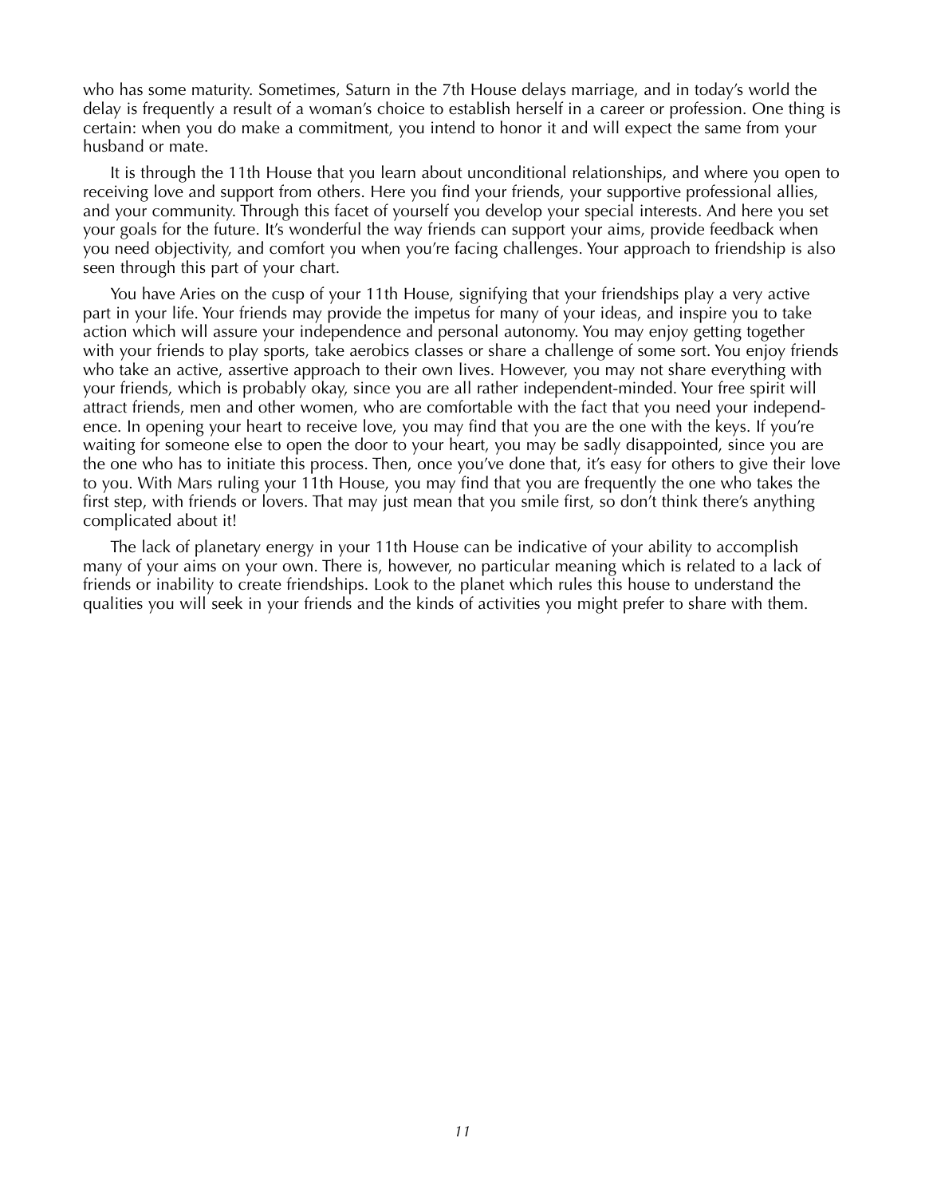who has some maturity. Sometimes, Saturn in the 7th House delays marriage, and in today's world the delay is frequently a result of a woman's choice to establish herself in a career or profession. One thing is certain: when you do make a commitment, you intend to honor it and will expect the same from your husband or mate.

It is through the 11th House that you learn about unconditional relationships, and where you open to receiving love and support from others. Here you find your friends, your supportive professional allies, and your community. Through this facet of yourself you develop your special interests. And here you set your goals for the future. It's wonderful the way friends can support your aims, provide feedback when you need objectivity, and comfort you when you're facing challenges. Your approach to friendship is also seen through this part of your chart.

You have Aries on the cusp of your 11th House, signifying that your friendships play a very active part in your life. Your friends may provide the impetus for many of your ideas, and inspire you to take action which will assure your independence and personal autonomy. You may enjoy getting together with your friends to play sports, take aerobics classes or share a challenge of some sort. You enjoy friends who take an active, assertive approach to their own lives. However, you may not share everything with your friends, which is probably okay, since you are all rather independent-minded. Your free spirit will attract friends, men and other women, who are comfortable with the fact that you need your independence. In opening your heart to receive love, you may find that you are the one with the keys. If you're waiting for someone else to open the door to your heart, you may be sadly disappointed, since you are the one who has to initiate this process. Then, once you've done that, it's easy for others to give their love to you. With Mars ruling your 11th House, you may find that you are frequently the one who takes the first step, with friends or lovers. That may just mean that you smile first, so don't think there's anything complicated about it!

The lack of planetary energy in your 11th House can be indicative of your ability to accomplish many of your aims on your own. There is, however, no particular meaning which is related to a lack of friends or inability to create friendships. Look to the planet which rules this house to understand the qualities you will seek in your friends and the kinds of activities you might prefer to share with them.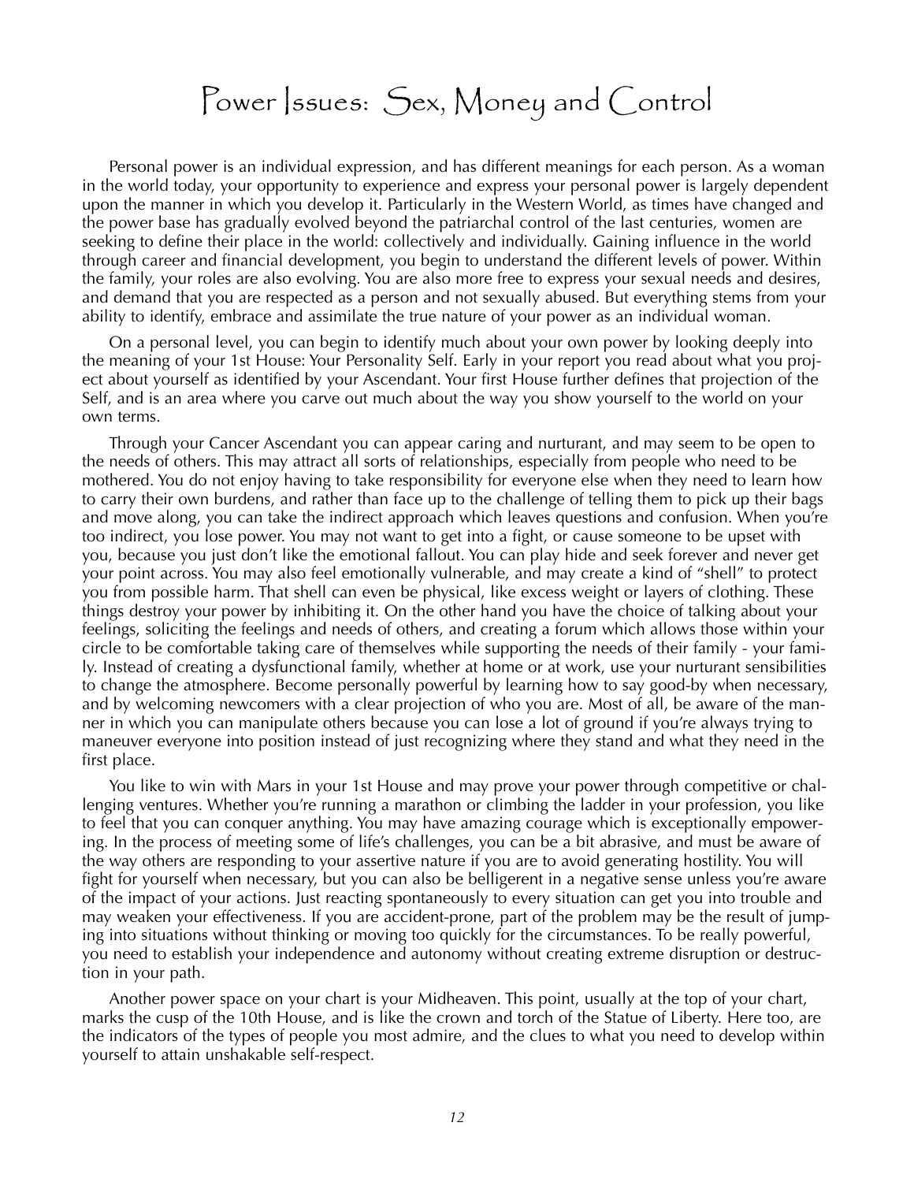# Power Issues: Sex, Money and Control

Personal power is an individual expression, and has different meanings for each person. As a woman in the world today, your opportunity to experience and express your personal power is largely dependent upon the manner in which you develop it. Particularly in the Western World, as times have changed and the power base has gradually evolved beyond the patriarchal control of the last centuries, women are seeking to define their place in the world: collectively and individually. Gaining influence in the world through career and financial development, you begin to understand the different levels of power. Within the family, your roles are also evolving. You are also more free to express your sexual needs and desires, and demand that you are respected as a person and not sexually abused. But everything stems from your ability to identify, embrace and assimilate the true nature of your power as an individual woman.

On a personal level, you can begin to identify much about your own power by looking deeply into the meaning of your 1st House: Your Personality Self. Early in your report you read about what you project about yourself as identified by your Ascendant. Your first House further defines that projection of the Self, and is an area where you carve out much about the way you show yourself to the world on your own terms.

Through your Cancer Ascendant you can appear caring and nurturant, and may seem to be open to the needs of others. This may attract all sorts of relationships, especially from people who need to be mothered. You do not enjoy having to take responsibility for everyone else when they need to learn how to carry their own burdens, and rather than face up to the challenge of telling them to pick up their bags and move along, you can take the indirect approach which leaves questions and confusion. When you're too indirect, you lose power. You may not want to get into a fight, or cause someone to be upset with you, because you just don't like the emotional fallout. You can play hide and seek forever and never get your point across. You may also feel emotionally vulnerable, and may create a kind of "shell" to protect you from possible harm. That shell can even be physical, like excess weight or layers of clothing. These things destroy your power by inhibiting it. On the other hand you have the choice of talking about your feelings, soliciting the feelings and needs of others, and creating a forum which allows those within your circle to be comfortable taking care of themselves while supporting the needs of their family - your family. Instead of creating a dysfunctional family, whether at home or at work, use your nurturant sensibilities to change the atmosphere. Become personally powerful by learning how to say good-by when necessary, and by welcoming newcomers with a clear projection of who you are. Most of all, be aware of the manner in which you can manipulate others because you can lose a lot of ground if you're always trying to maneuver everyone into position instead of just recognizing where they stand and what they need in the first place.

You like to win with Mars in your 1st House and may prove your power through competitive or challenging ventures. Whether you're running a marathon or climbing the ladder in your profession, you like to feel that you can conquer anything. You may have amazing courage which is exceptionally empowering. In the process of meeting some of life's challenges, you can be a bit abrasive, and must be aware of the way others are responding to your assertive nature if you are to avoid generating hostility. You will fight for yourself when necessary, but you can also be belligerent in a negative sense unless you're aware of the impact of your actions. Just reacting spontaneously to every situation can get you into trouble and may weaken your effectiveness. If you are accident-prone, part of the problem may be the result of jumping into situations without thinking or moving too quickly for the circumstances. To be really powerful, you need to establish your independence and autonomy without creating extreme disruption or destruction in your path.

Another power space on your chart is your Midheaven. This point, usually at the top of your chart, marks the cusp of the 10th House, and is like the crown and torch of the Statue of Liberty. Here too, are the indicators of the types of people you most admire, and the clues to what you need to develop within yourself to attain unshakable self-respect.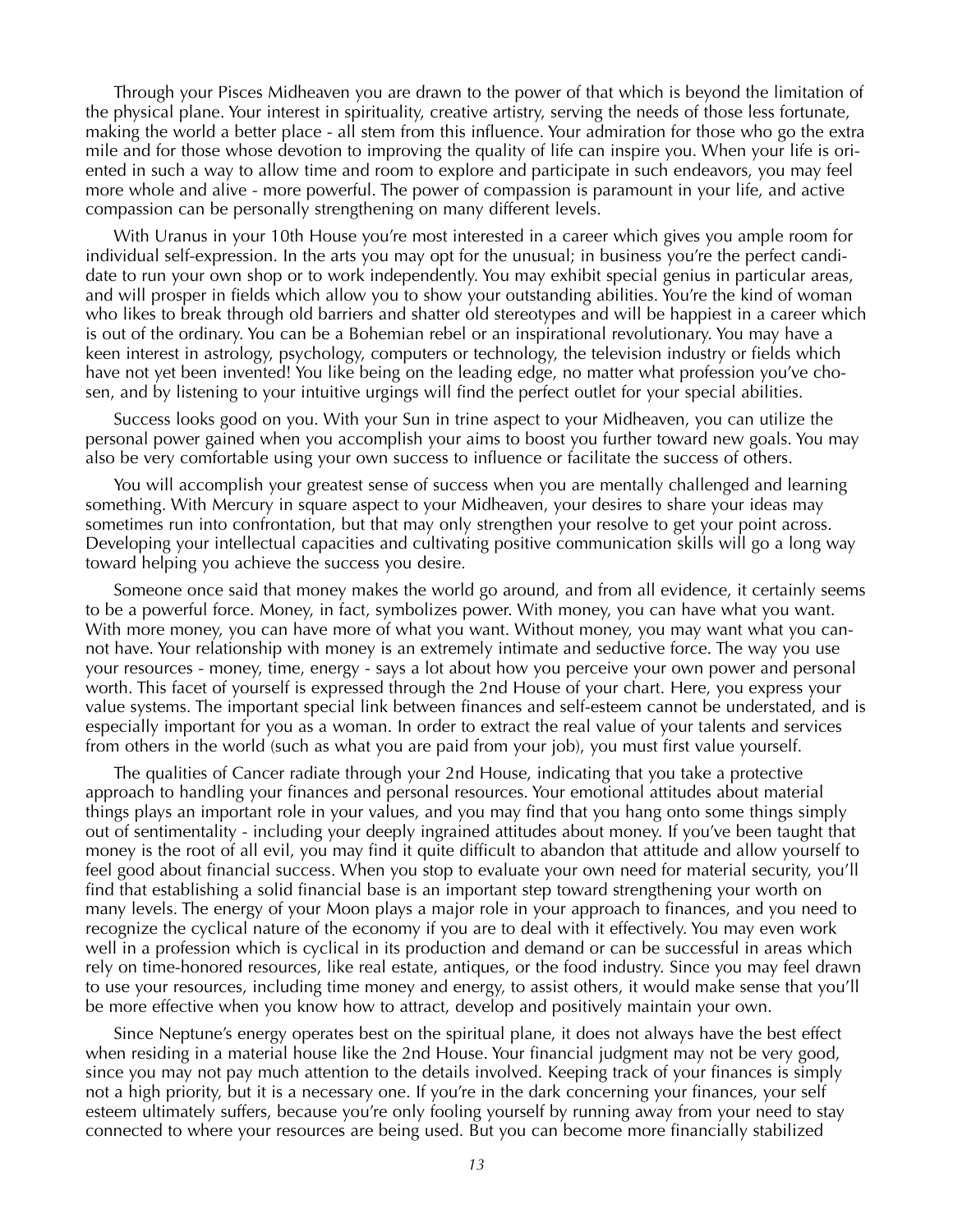Through your Pisces Midheaven you are drawn to the power of that which is beyond the limitation of the physical plane. Your interest in spirituality, creative artistry, serving the needs of those less fortunate, making the world a better place - all stem from this influence. Your admiration for those who go the extra mile and for those whose devotion to improving the quality of life can inspire you. When your life is oriented in such a way to allow time and room to explore and participate in such endeavors, you may feel more whole and alive - more powerful. The power of compassion is paramount in your life, and active compassion can be personally strengthening on many different levels.

With Uranus in your 10th House you're most interested in a career which gives you ample room for individual self-expression. In the arts you may opt for the unusual; in business you're the perfect candidate to run your own shop or to work independently. You may exhibit special genius in particular areas, and will prosper in fields which allow you to show your outstanding abilities. You're the kind of woman who likes to break through old barriers and shatter old stereotypes and will be happiest in a career which is out of the ordinary. You can be a Bohemian rebel or an inspirational revolutionary. You may have a keen interest in astrology, psychology, computers or technology, the television industry or fields which have not yet been invented! You like being on the leading edge, no matter what profession you've chosen, and by listening to your intuitive urgings will find the perfect outlet for your special abilities.

Success looks good on you. With your Sun in trine aspect to your Midheaven, you can utilize the personal power gained when you accomplish your aims to boost you further toward new goals. You may also be very comfortable using your own success to influence or facilitate the success of others.

You will accomplish your greatest sense of success when you are mentally challenged and learning something. With Mercury in square aspect to your Midheaven, your desires to share your ideas may sometimes run into confrontation, but that may only strengthen your resolve to get your point across. Developing your intellectual capacities and cultivating positive communication skills will go a long way toward helping you achieve the success you desire.

Someone once said that money makes the world go around, and from all evidence, it certainly seems to be a powerful force. Money, in fact, symbolizes power. With money, you can have what you want. With more money, you can have more of what you want. Without money, you may want what you cannot have. Your relationship with money is an extremely intimate and seductive force. The way you use your resources - money, time, energy - says a lot about how you perceive your own power and personal worth. This facet of yourself is expressed through the 2nd House of your chart. Here, you express your value systems. The important special link between finances and self-esteem cannot be understated, and is especially important for you as a woman. In order to extract the real value of your talents and services from others in the world (such as what you are paid from your job), you must first value yourself.

The qualities of Cancer radiate through your 2nd House, indicating that you take a protective approach to handling your finances and personal resources. Your emotional attitudes about material things plays an important role in your values, and you may find that you hang onto some things simply out of sentimentality - including your deeply ingrained attitudes about money. If you've been taught that money is the root of all evil, you may find it quite difficult to abandon that attitude and allow yourself to feel good about financial success. When you stop to evaluate your own need for material security, you'll find that establishing a solid financial base is an important step toward strengthening your worth on many levels. The energy of your Moon plays a major role in your approach to finances, and you need to recognize the cyclical nature of the economy if you are to deal with it effectively. You may even work well in a profession which is cyclical in its production and demand or can be successful in areas which rely on time-honored resources, like real estate, antiques, or the food industry. Since you may feel drawn to use your resources, including time money and energy, to assist others, it would make sense that you'll be more effective when you know how to attract, develop and positively maintain your own.

Since Neptune's energy operates best on the spiritual plane, it does not always have the best effect when residing in a material house like the 2nd House. Your financial judgment may not be very good, since you may not pay much attention to the details involved. Keeping track of your finances is simply not a high priority, but it is a necessary one. If you're in the dark concerning your finances, your self esteem ultimately suffers, because you're only fooling yourself by running away from your need to stay connected to where your resources are being used. But you can become more financially stabilized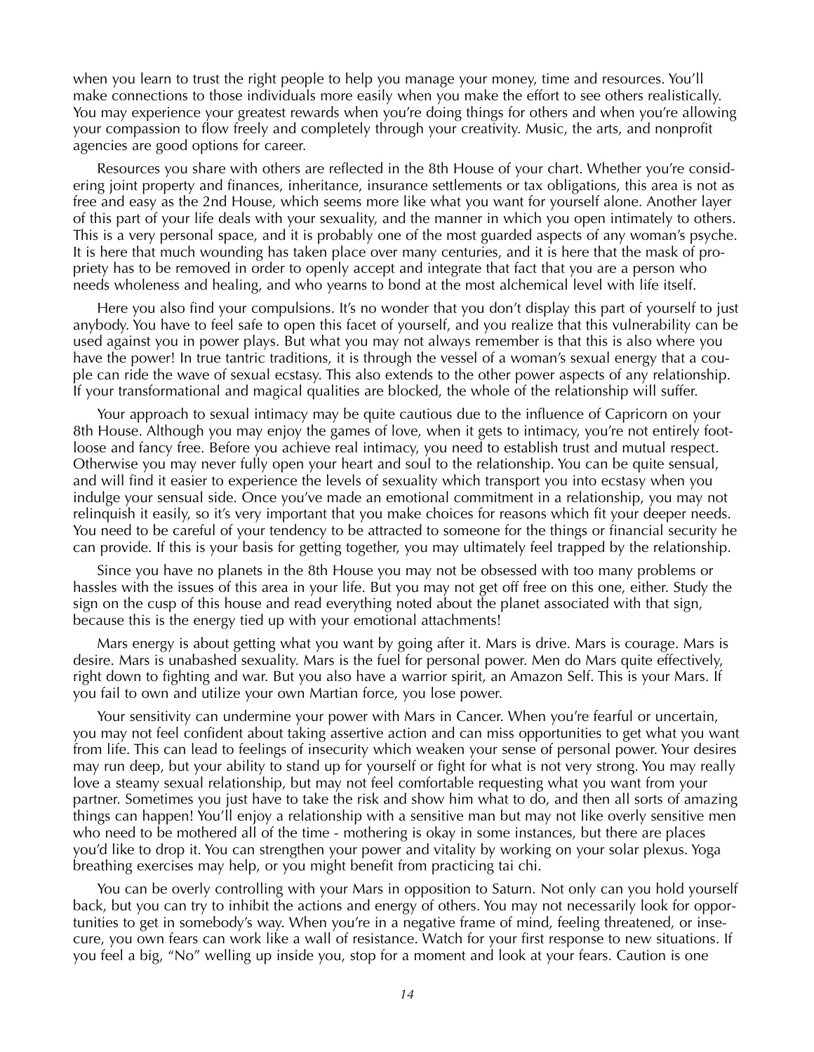when you learn to trust the right people to help you manage your money, time and resources. You'll make connections to those individuals more easily when you make the effort to see others realistically. You may experience your greatest rewards when you're doing things for others and when you're allowing your compassion to flow freely and completely through your creativity. Music, the arts, and nonprofit agencies are good options for career.

Resources you share with others are reflected in the 8th House of your chart. Whether you're considering joint property and finances, inheritance, insurance settlements or tax obligations, this area is not as free and easy as the 2nd House, which seems more like what you want for yourself alone. Another layer of this part of your life deals with your sexuality, and the manner in which you open intimately to others. This is a very personal space, and it is probably one of the most guarded aspects of any woman's psyche. It is here that much wounding has taken place over many centuries, and it is here that the mask of propriety has to be removed in order to openly accept and integrate that fact that you are a person who needs wholeness and healing, and who yearns to bond at the most alchemical level with life itself.

Here you also find your compulsions. It's no wonder that you don't display this part of yourself to just anybody. You have to feel safe to open this facet of yourself, and you realize that this vulnerability can be used against you in power plays. But what you may not always remember is that this is also where you have the power! In true tantric traditions, it is through the vessel of a woman's sexual energy that a couple can ride the wave of sexual ecstasy. This also extends to the other power aspects of any relationship. If your transformational and magical qualities are blocked, the whole of the relationship will suffer.

Your approach to sexual intimacy may be quite cautious due to the influence of Capricorn on your 8th House. Although you may enjoy the games of love, when it gets to intimacy, you're not entirely footloose and fancy free. Before you achieve real intimacy, you need to establish trust and mutual respect. Otherwise you may never fully open your heart and soul to the relationship. You can be quite sensual, and will find it easier to experience the levels of sexuality which transport you into ecstasy when you indulge your sensual side. Once you've made an emotional commitment in a relationship, you may not relinquish it easily, so it's very important that you make choices for reasons which fit your deeper needs. You need to be careful of your tendency to be attracted to someone for the things or financial security he can provide. If this is your basis for getting together, you may ultimately feel trapped by the relationship.

Since you have no planets in the 8th House you may not be obsessed with too many problems or hassles with the issues of this area in your life. But you may not get off free on this one, either. Study the sign on the cusp of this house and read everything noted about the planet associated with that sign, because this is the energy tied up with your emotional attachments!

Mars energy is about getting what you want by going after it. Mars is drive. Mars is courage. Mars is desire. Mars is unabashed sexuality. Mars is the fuel for personal power. Men do Mars quite effectively, right down to fighting and war. But you also have a warrior spirit, an Amazon Self. This is your Mars. If you fail to own and utilize your own Martian force, you lose power.

Your sensitivity can undermine your power with Mars in Cancer. When you're fearful or uncertain, you may not feel confident about taking assertive action and can miss opportunities to get what you want from life. This can lead to feelings of insecurity which weaken your sense of personal power. Your desires may run deep, but your ability to stand up for yourself or fight for what is not very strong. You may really love a steamy sexual relationship, but may not feel comfortable requesting what you want from your partner. Sometimes you just have to take the risk and show him what to do, and then all sorts of amazing things can happen! You'll enjoy a relationship with a sensitive man but may not like overly sensitive men who need to be mothered all of the time - mothering is okay in some instances, but there are places you'd like to drop it. You can strengthen your power and vitality by working on your solar plexus. Yoga breathing exercises may help, or you might benefit from practicing tai chi.

You can be overly controlling with your Mars in opposition to Saturn. Not only can you hold yourself back, but you can try to inhibit the actions and energy of others. You may not necessarily look for opportunities to get in somebody's way. When you're in a negative frame of mind, feeling threatened, or insecure, you own fears can work like a wall of resistance. Watch for your first response to new situations. If you feel a big, "No" welling up inside you, stop for a moment and look at your fears. Caution is one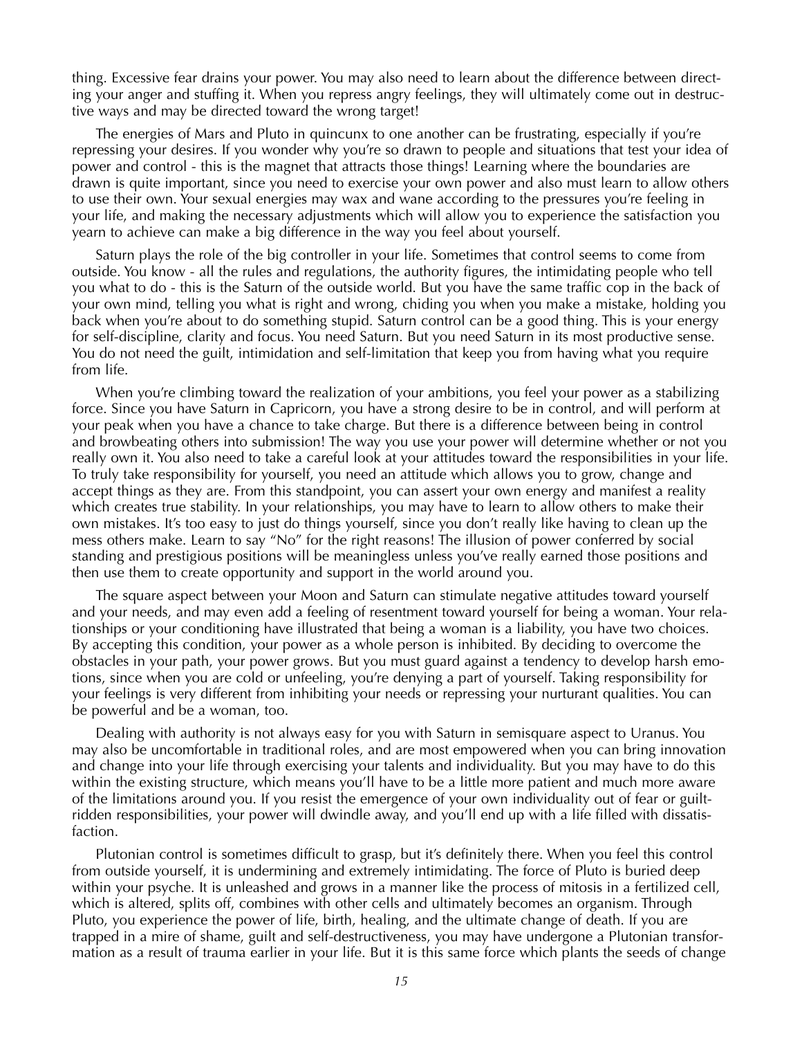thing. Excessive fear drains your power. You may also need to learn about the difference between directing your anger and stuffing it. When you repress angry feelings, they will ultimately come out in destructive ways and may be directed toward the wrong target!

The energies of Mars and Pluto in quincunx to one another can be frustrating, especially if you're repressing your desires. If you wonder why you're so drawn to people and situations that test your idea of power and control - this is the magnet that attracts those things! Learning where the boundaries are drawn is quite important, since you need to exercise your own power and also must learn to allow others to use their own. Your sexual energies may wax and wane according to the pressures you're feeling in your life, and making the necessary adjustments which will allow you to experience the satisfaction you yearn to achieve can make a big difference in the way you feel about yourself.

Saturn plays the role of the big controller in your life. Sometimes that control seems to come from outside. You know - all the rules and regulations, the authority figures, the intimidating people who tell you what to do - this is the Saturn of the outside world. But you have the same traffic cop in the back of your own mind, telling you what is right and wrong, chiding you when you make a mistake, holding you back when you're about to do something stupid. Saturn control can be a good thing. This is your energy for self-discipline, clarity and focus. You need Saturn. But you need Saturn in its most productive sense. You do not need the guilt, intimidation and self-limitation that keep you from having what you require from life.

When you're climbing toward the realization of your ambitions, you feel your power as a stabilizing force. Since you have Saturn in Capricorn, you have a strong desire to be in control, and will perform at your peak when you have a chance to take charge. But there is a difference between being in control and browbeating others into submission! The way you use your power will determine whether or not you really own it. You also need to take a careful look at your attitudes toward the responsibilities in your life. To truly take responsibility for yourself, you need an attitude which allows you to grow, change and accept things as they are. From this standpoint, you can assert your own energy and manifest a reality which creates true stability. In your relationships, you may have to learn to allow others to make their own mistakes. It's too easy to just do things yourself, since you don't really like having to clean up the mess others make. Learn to say "No" for the right reasons! The illusion of power conferred by social standing and prestigious positions will be meaningless unless you've really earned those positions and then use them to create opportunity and support in the world around you.

The square aspect between your Moon and Saturn can stimulate negative attitudes toward yourself and your needs, and may even add a feeling of resentment toward yourself for being a woman. Your relationships or your conditioning have illustrated that being a woman is a liability, you have two choices. By accepting this condition, your power as a whole person is inhibited. By deciding to overcome the obstacles in your path, your power grows. But you must guard against a tendency to develop harsh emotions, since when you are cold or unfeeling, you're denying a part of yourself. Taking responsibility for your feelings is very different from inhibiting your needs or repressing your nurturant qualities. You can be powerful and be a woman, too.

Dealing with authority is not always easy for you with Saturn in semisquare aspect to Uranus. You may also be uncomfortable in traditional roles, and are most empowered when you can bring innovation and change into your life through exercising your talents and individuality. But you may have to do this within the existing structure, which means you'll have to be a little more patient and much more aware of the limitations around you. If you resist the emergence of your own individuality out of fear or guilt-ridden responsibilities, your power will dwindle away, and you'll end up with a life filled with dissatisfaction.

Plutonian control is sometimes difficult to grasp, but it's definitely there. When you feel this control from outside yourself, it is undermining and extremely intimidating. The force of Pluto is buried deep within your psyche. It is unleashed and grows in a manner like the process of mitosis in a fertilized cell, which is altered, splits off, combines with other cells and ultimately becomes an organism. Through Pluto, you experience the power of life, birth, healing, and the ultimate change of death. If you are trapped in a mire of shame, guilt and self-destructiveness, you may have undergone a Plutonian transformation as a result of trauma earlier in your life. But it is this same force which plants the seeds of change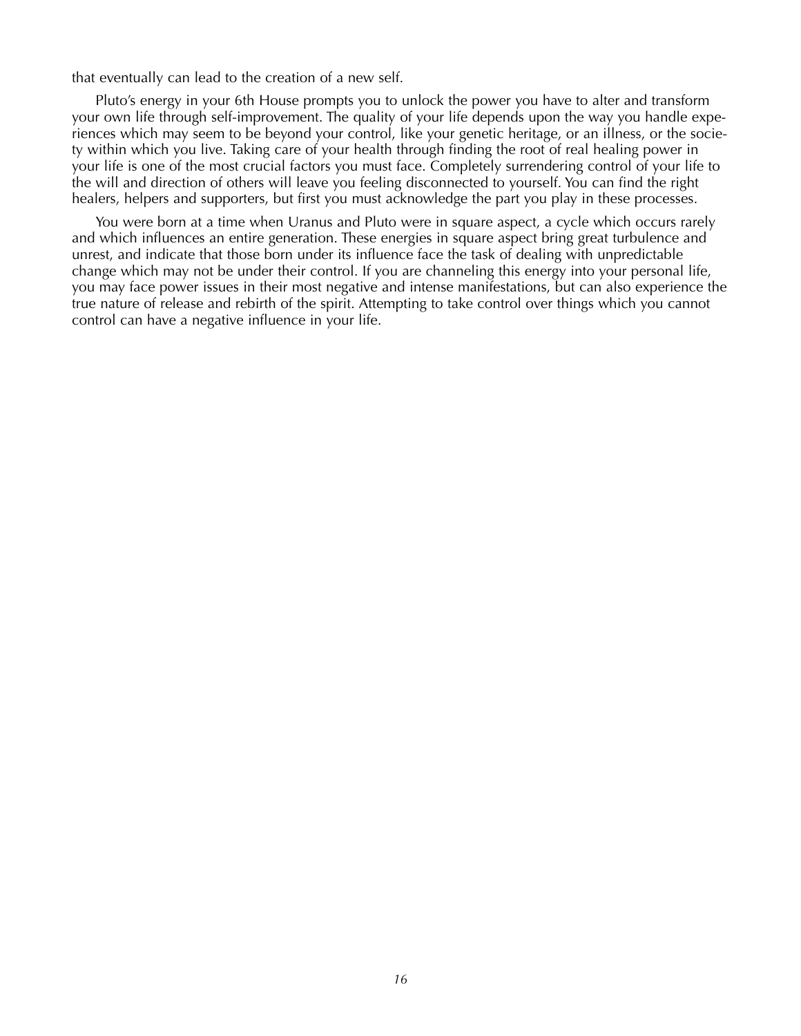that eventually can lead to the creation of a new self.

Pluto's energy in your 6th House prompts you to unlock the power you have to alter and transform your own life through self-improvement. The quality of your life depends upon the way you handle experiences which may seem to be beyond your control, like your genetic heritage, or an illness, or the society within which you live. Taking care of your health through finding the root of real healing power in your life is one of the most crucial factors you must face. Completely surrendering control of your life to the will and direction of others will leave you feeling disconnected to yourself. You can find the right healers, helpers and supporters, but first you must acknowledge the part you play in these processes.

You were born at a time when Uranus and Pluto were in square aspect, a cycle which occurs rarely and which influences an entire generation. These energies in square aspect bring great turbulence and unrest, and indicate that those born under its influence face the task of dealing with unpredictable change which may not be under their control. If you are channeling this energy into your personal life, you may face power issues in their most negative and intense manifestations, but can also experience the true nature of release and rebirth of the spirit. Attempting to take control over things which you cannot control can have a negative influence in your life.